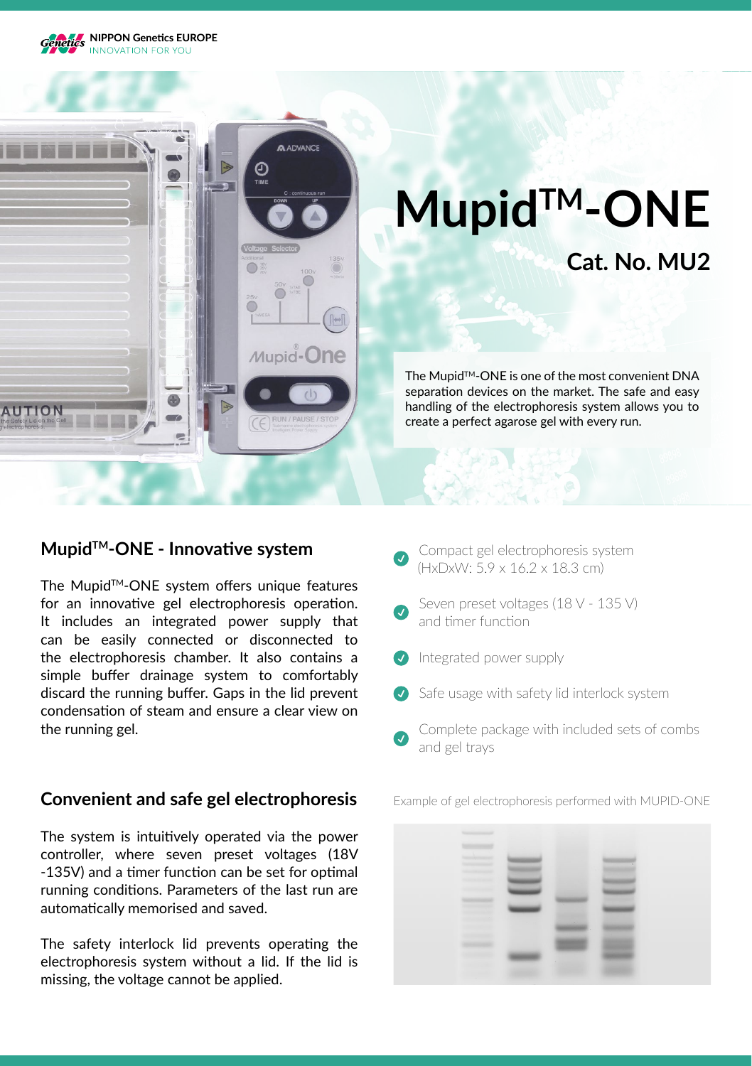NIPPON Genetics EUROPE
INNOVATION FOR YOU

# Mupid™-ONE

## Cat. No. MU2

The Mupid™-ONE is one of the most convenient DNA separation devices on the market. The safe and easy handling of the electrophoresis system allows you to create a perfect agarose gel with every run.

## Mupid™-ONE - Innovative system

The Mupid™-ONE system offers unique features for an innovative gel electrophoresis operation. It includes an integrated power supply that can be easily connected or disconnected to the electrophoresis chamber. It also contains a simple buffer drainage system to comfortably discard the running buffer. Gaps in the lid prevent condensation of steam and ensure a clear view on the running gel.

- Compact gel electrophoresis system (HxDxW: 5.9 x 16.2 x 18.3 cm)
- Seven preset voltages (18 V - 135 V) and timer function
- Integrated power supply
- Safe usage with safety lid interlock system
- Complete package with included sets of combs and gel trays

## Convenient and safe gel electrophoresis

The system is intuitively operated via the power controller, where seven preset voltages (18V -135V) and a timer function can be set for optimal running conditions. Parameters of the last run are automatically memorised and saved.

The safety interlock lid prevents operating the electrophoresis system without a lid. If the lid is missing, the voltage cannot be applied.

Example of gel electrophoresis performed with MUPID-ONE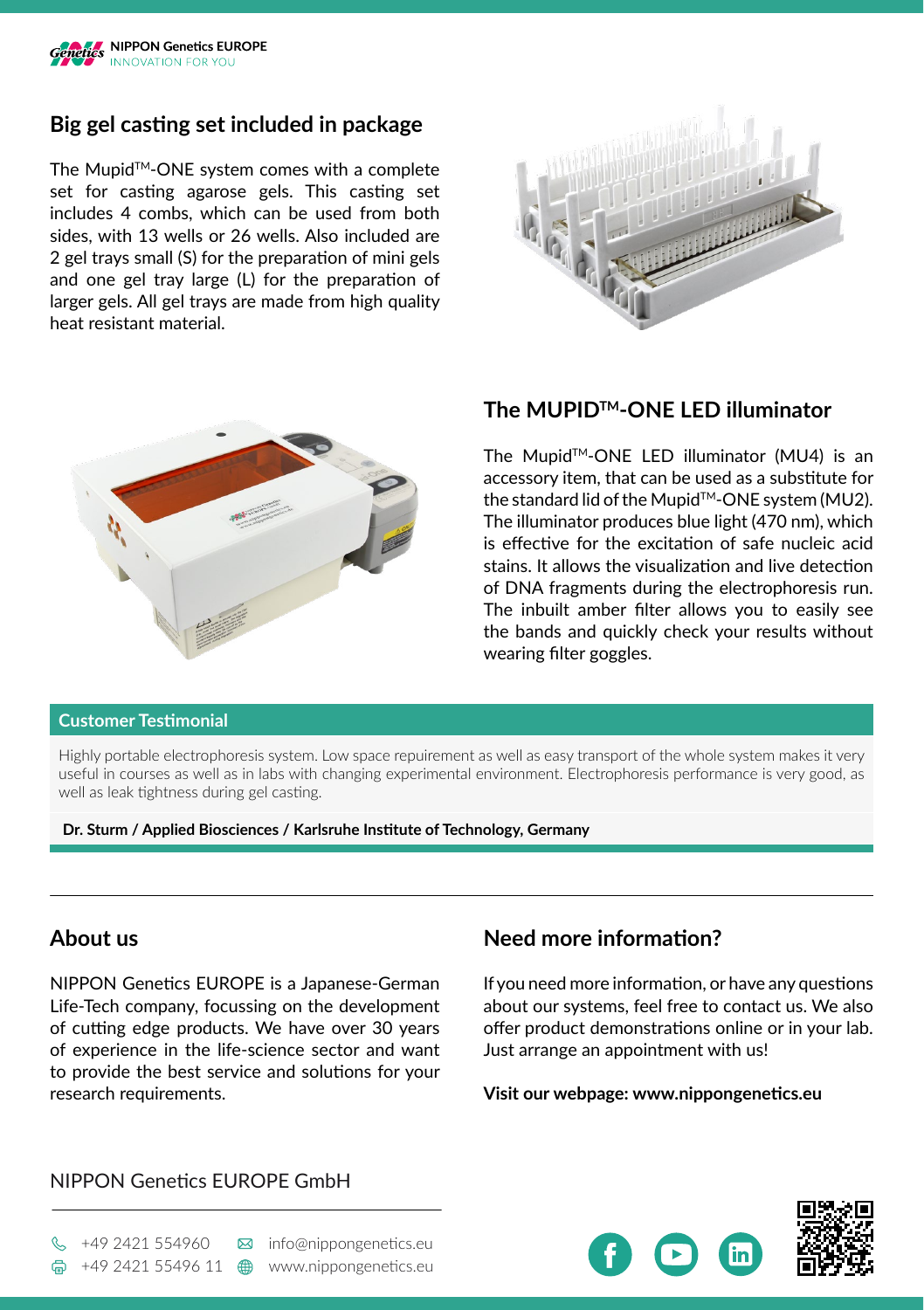## Big gel casting set included in package

The Mupid$^{TM}$-ONE system comes with a complete set for casting agarose gels. This casting set includes 4 combs, which can be used from both sides, with 13 wells or 26 wells. Also included are 2 gel trays small (S) for the preparation of mini gels and one gel tray large (L) for the preparation of larger gels. All gel trays are made from high quality heat resistant material.

## The MUPID$^{TM}$-ONE LED illuminator

The Mupid$^{TM}$-ONE LED illuminator (MU4) is an accessory item, that can be used as a substitute for the standard lid of the Mupid$^{TM}$-ONE system (MU2). The illuminator produces blue light (470 nm), which is effective for the excitation of safe nucleic acid stains. It allows the visualization and live detection of DNA fragments during the electrophoresis run. The inbuilt amber filter allows you to easily see the bands and quickly check your results without wearing filter goggles.

### Customer Testimonial

Highly portable electrophoresis system. Low space repuirement as well as easy transport of the whole system makes it very useful in courses as well as in labs with changing experimental environment. Electrophoresis performance is very good, as well as leak tightness during gel casting.

**Dr. Sturm / Applied Biosciences / Karlsruhe Institute of Technology, Germany**

## About us

NIPPON Genetics EUROPE is a Japanese-German Life-Tech company, focussing on the development of cutting edge products. We have over 30 years of experience in the life-science sector and want to provide the best service and solutions for your research requirements.

## Need more information?

If you need more information, or have any questions about our systems, feel free to contact us. We also offer product demonstrations online or in your lab. Just arrange an appointment with us!

**Visit our webpage: www.nippongenetics.eu**

NIPPON Genetics EUROPE GmbH

+49 2421 554960
+49 2421 55496 11
info@nippongenetics.eu
www.nippongenetics.eu